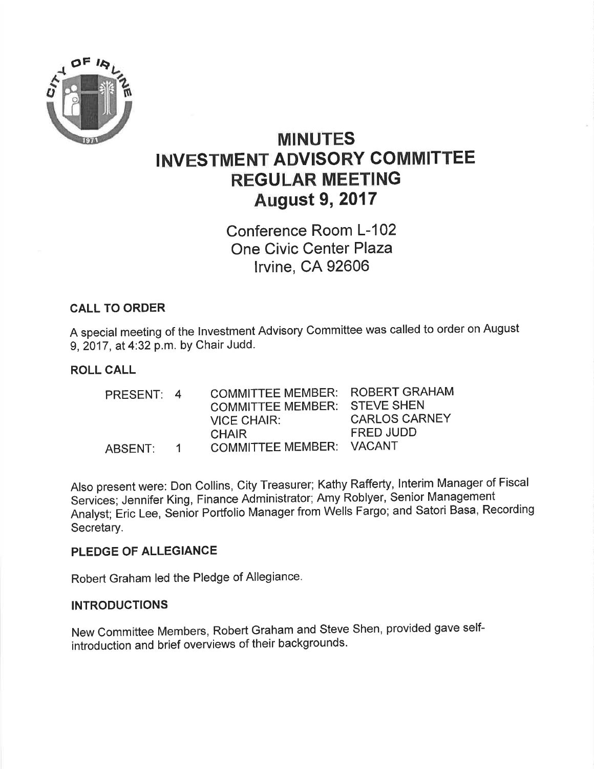# MINUTES
# INVESTMENT ADVISORY COMMITTEE
# REGULAR MEETING
# August 9, 2017

Conference Room L-102
One Civic Center Plaza
Irvine, CA 92606

## CALL TO ORDER

A special meeting of the Investment Advisory Committee was called to order on August 9, 2017, at 4:32 p.m. by Chair Judd.

## ROLL CALL

| | | | |
|---|---|---|---|
| PRESENT: | 4 | COMMITTEE MEMBER: | ROBERT GRAHAM |
| | | COMMITTEE MEMBER: | STEVE SHEN |
| | | VICE CHAIR: | CARLOS CARNEY |
| | | CHAIR | FRED JUDD |
| ABSENT: | 1 | COMMITTEE MEMBER: | VACANT |

Also present were: Don Collins, City Treasurer; Kathy Rafferty, Interim Manager of Fiscal Services; Jennifer King, Finance Administrator; Amy Roblyer, Senior Management Analyst; Eric Lee, Senior Portfolio Manager from Wells Fargo; and Satori Basa, Recording Secretary.

## PLEDGE OF ALLEGIANCE

Robert Graham led the Pledge of Allegiance.

## INTRODUCTIONS

New Committee Members, Robert Graham and Steve Shen, provided gave self-introduction and brief overviews of their backgrounds.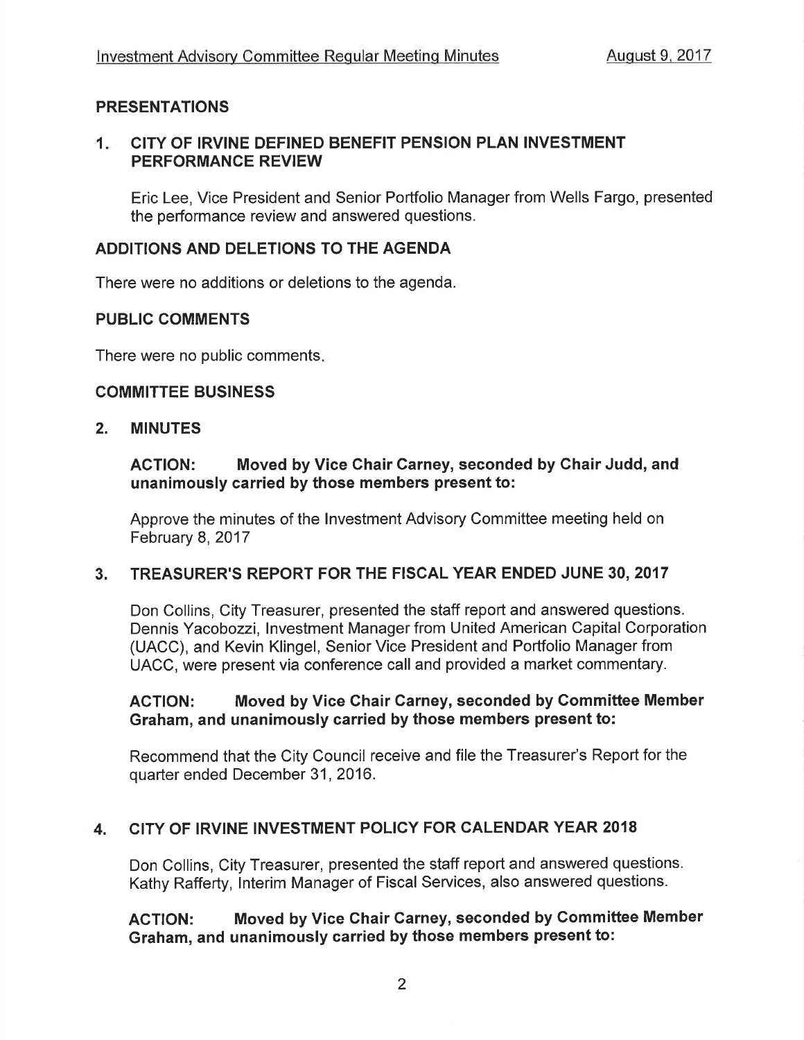## PRESENTATIONS

### 1. CITY OF IRVINE DEFINED BENEFIT PENSION PLAN INVESTMENT PERFORMANCE REVIEW

Eric Lee, Vice President and Senior Portfolio Manager from Wells Fargo, presented the performance review and answered questions.

## ADDITIONS AND DELETIONS TO THE AGENDA

There were no additions or deletions to the agenda.

## PUBLIC COMMENTS

There were no public comments.

## COMMITTEE BUSINESS

### 2. MINUTES

**ACTION: Moved by Vice Chair Carney, seconded by Chair Judd, and unanimously carried by those members present to:**

Approve the minutes of the Investment Advisory Committee meeting held on February 8, 2017

### 3. TREASURER'S REPORT FOR THE FISCAL YEAR ENDED JUNE 30, 2017

Don Collins, City Treasurer, presented the staff report and answered questions. Dennis Yacobozzi, Investment Manager from United American Capital Corporation (UACC), and Kevin Klingel, Senior Vice President and Portfolio Manager from UACC, were present via conference call and provided a market commentary.

**ACTION: Moved by Vice Chair Carney, seconded by Committee Member Graham, and unanimously carried by those members present to:**

Recommend that the City Council receive and file the Treasurer's Report for the quarter ended December 31, 2016.

### 4. CITY OF IRVINE INVESTMENT POLICY FOR CALENDAR YEAR 2018

Don Collins, City Treasurer, presented the staff report and answered questions. Kathy Rafferty, Interim Manager of Fiscal Services, also answered questions.

**ACTION: Moved by Vice Chair Carney, seconded by Committee Member Graham, and unanimously carried by those members present to:**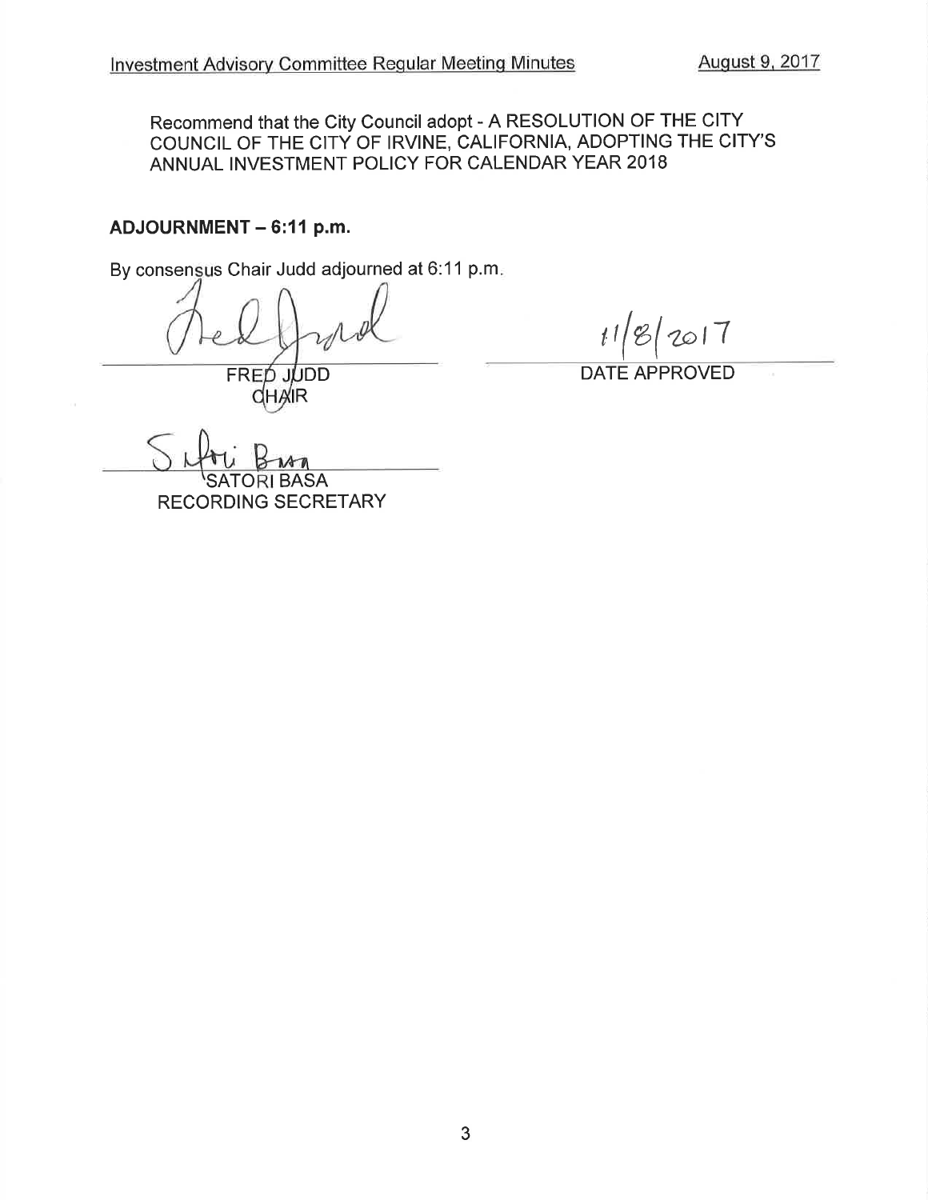Recommend that the City Council adopt - A RESOLUTION OF THE CITY COUNCIL OF THE CITY OF IRVINE, CALIFORNIA, ADOPTING THE CITY'S ANNUAL INVESTMENT POLICY FOR CALENDAR YEAR 2018

**ADJOURNMENT – 6:11 p.m.**

By consensus Chair Judd adjourned at 6:11 p.m.

FRED JUDD
CHAIR

11/8/2017
DATE APPROVED

SATORI BASA
RECORDING SECRETARY